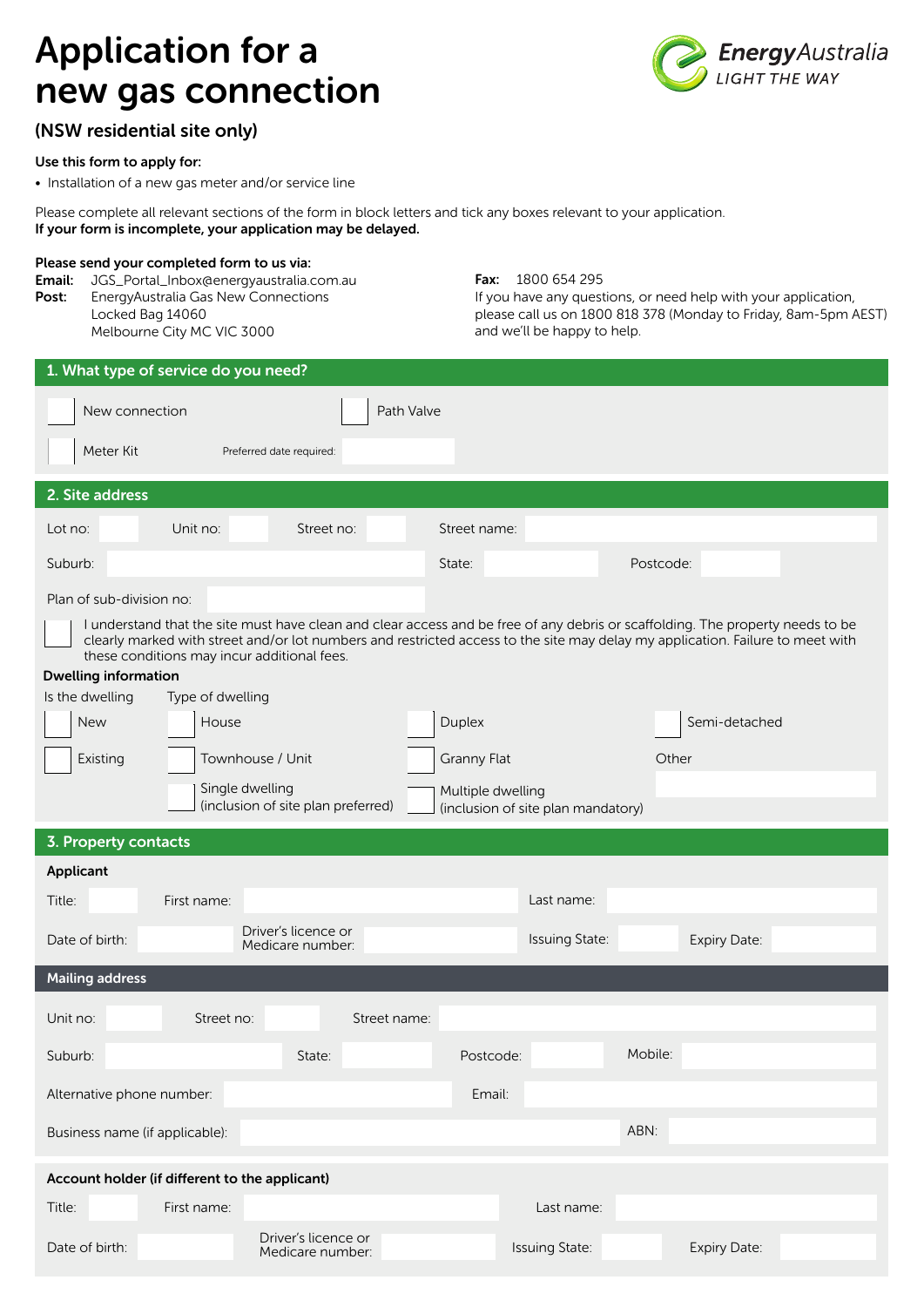# Application for a new gas connection

EnergyAustralia
LIGHT THE WAY

### (NSW residential site only)

**Use this form to apply for:**

- Installation of a new gas meter and/or service line

Please complete all relevant sections of the form in block letters and tick any boxes relevant to your application.
**If your form is incomplete, your application may be delayed.**

**Please send your completed form to us via:**

**Email:** JGS_Portal_Inbox@energyaustralia.com.au
**Post:** EnergyAustralia Gas New Connections
Locked Bag 14060
Melbourne City MC VIC 3000

**Fax:** 1800 654 295
If you have any questions, or need help with your application, please call us on 1800 818 378 (Monday to Friday, 8am-5pm AEST) and we'll be happy to help.

## 1. What type of service do you need?

☐ New connection ☐ Path Valve

☐ Meter Kit Preferred date required: ______

## 2. Site address

Lot no: ______ Unit no: ______ Street no: ______ Street name: ______

Suburb: ______ State: ______ Postcode: ______

Plan of sub-division no: ______

☐ I understand that the site must have clean and clear access and be free of any debris or scaffolding. The property needs to be clearly marked with street and/or lot numbers and restricted access to the site may delay my application. Failure to meet with these conditions may incur additional fees.

**Dwelling information**

Is the dwelling

☐ New
☐ Existing

Type of dwelling

☐ House ☐ Duplex ☐ Semi-detached
☐ Townhouse / Unit ☐ Granny Flat Other ______
☐ Single dwelling (inclusion of site plan preferred) ☐ Multiple dwelling (inclusion of site plan mandatory)

## 3. Property contacts

**Applicant**

Title: ______ First name: ______ Last name: ______

Date of birth: ______ Driver's licence or Medicare number: ______ Issuing State: ______ Expiry Date: ______

**Mailing address**

Unit no: ______ Street no: ______ Street name: ______

Suburb: ______ State: ______ Postcode: ______ Mobile: ______

Alternative phone number: ______ Email: ______

Business name (if applicable): ______ ABN: ______

**Account holder (if different to the applicant)**

Title: ______ First name: ______ Last name: ______

Date of birth: ______ Driver's licence or Medicare number: ______ Issuing State: ______ Expiry Date: ______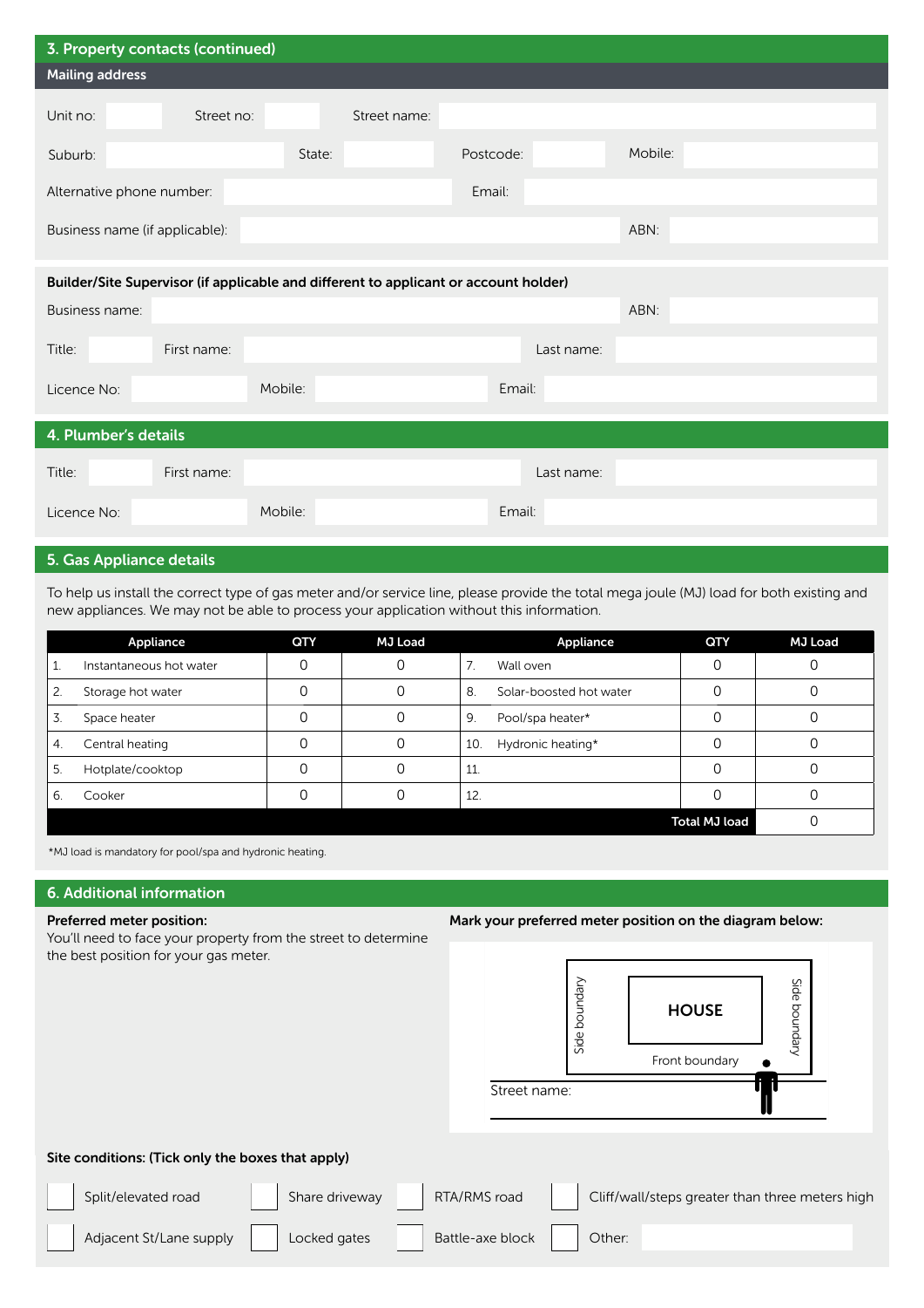## 3. Property contacts (continued)

### Mailing address

Unit no: ______ Street no: ______ Street name: ______

Suburb: ______ State: ______ Postcode: ______ Mobile: ______

Alternative phone number: ______ Email: ______

Business name (if applicable): ______ ABN: ______

**Builder/Site Supervisor (if applicable and different to applicant or account holder)**

Business name: ______ ABN: ______

Title: ______ First name: ______ Last name: ______

Licence No: ______ Mobile: ______ Email: ______

## 4. Plumber's details

Title: ______ First name: ______ Last name: ______

Licence No: ______ Mobile: ______ Email: ______

## 5. Gas Appliance details

To help us install the correct type of gas meter and/or service line, please provide the total mega joule (MJ) load for both existing and new appliances. We may not be able to process your application without this information.

| Appliance | QTY | MJ Load | Appliance | QTY | MJ Load |
|---|---|---|---|---|---|
| 1. Instantaneous hot water | 0 | 0 | 7. Wall oven | 0 | 0 |
| 2. Storage hot water | 0 | 0 | 8. Solar-boosted hot water | 0 | 0 |
| 3. Space heater | 0 | 0 | 9. Pool/spa heater* | 0 | 0 |
| 4. Central heating | 0 | 0 | 10. Hydronic heating* | 0 | 0 |
| 5. Hotplate/cooktop | 0 | 0 | 11. | 0 | 0 |
| 6. Cooker | 0 | 0 | 12. | 0 | 0 |
| | | | | **Total MJ load** | 0 |

*MJ load is mandatory for pool/spa and hydronic heating.

## 6. Additional information

**Preferred meter position:**
You'll need to face your property from the street to determine the best position for your gas meter.

**Mark your preferred meter position on the diagram below:**

Side boundary | HOUSE | Side boundary

Front boundary

Street name:

**Site conditions: (Tick only the boxes that apply)**

- ☐ Split/elevated road
- ☐ Share driveway
- ☐ RTA/RMS road
- ☐ Cliff/wall/steps greater than three meters high
- ☐ Adjacent St/Lane supply
- ☐ Locked gates
- ☐ Battle-axe block
- ☐ Other: ______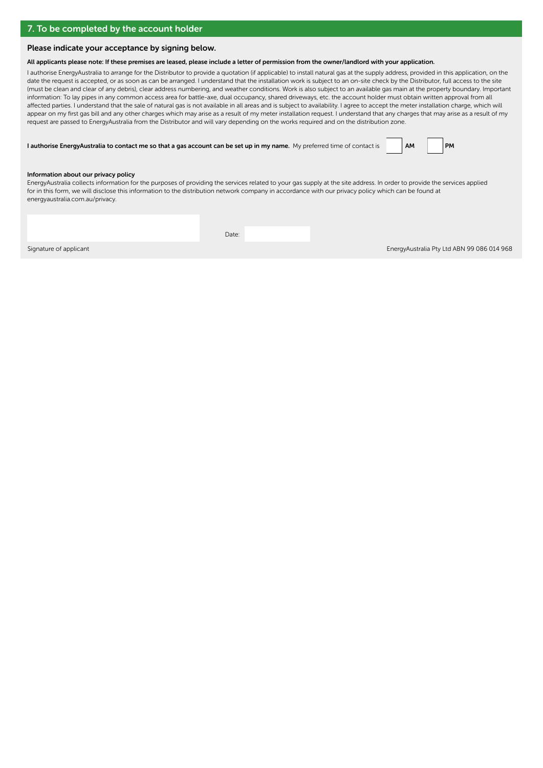## 7. To be completed by the account holder

### Please indicate your acceptance by signing below.

**All applicants please note: If these premises are leased, please include a letter of permission from the owner/landlord with your application.**

I authorise EnergyAustralia to arrange for the Distributor to provide a quotation (if applicable) to install natural gas at the supply address, provided in this application, on the date the request is accepted, or as soon as can be arranged. I understand that the installation work is subject to an on-site check by the Distributor, full access to the site (must be clean and clear of any debris), clear address numbering, and weather conditions. Work is also subject to an available gas main at the property boundary. Important information: To lay pipes in any common access area for battle-axe, dual occupancy, shared driveways, etc. the account holder must obtain written approval from all affected parties. I understand that the sale of natural gas is not available in all areas and is subject to availability. I agree to accept the meter installation charge, which will appear on my first gas bill and any other charges which may arise as a result of my meter installation request. I understand that any charges that may arise as a result of my request are passed to EnergyAustralia from the Distributor and will vary depending on the works required and on the distribution zone.

**I authorise EnergyAustralia to contact me so that a gas account can be set up in my name.** My preferred time of contact is ☐ **AM** ☐ **PM**

**Information about our privacy policy**

EnergyAustralia collects information for the purposes of providing the services related to your gas supply at the site address. In order to provide the services applied for in this form, we will disclose this information to the distribution network company in accordance with our privacy policy which can be found at energyaustralia.com.au/privacy.

Signature of applicant: ____________________ Date: __________

EnergyAustralia Pty Ltd ABN 99 086 014 968